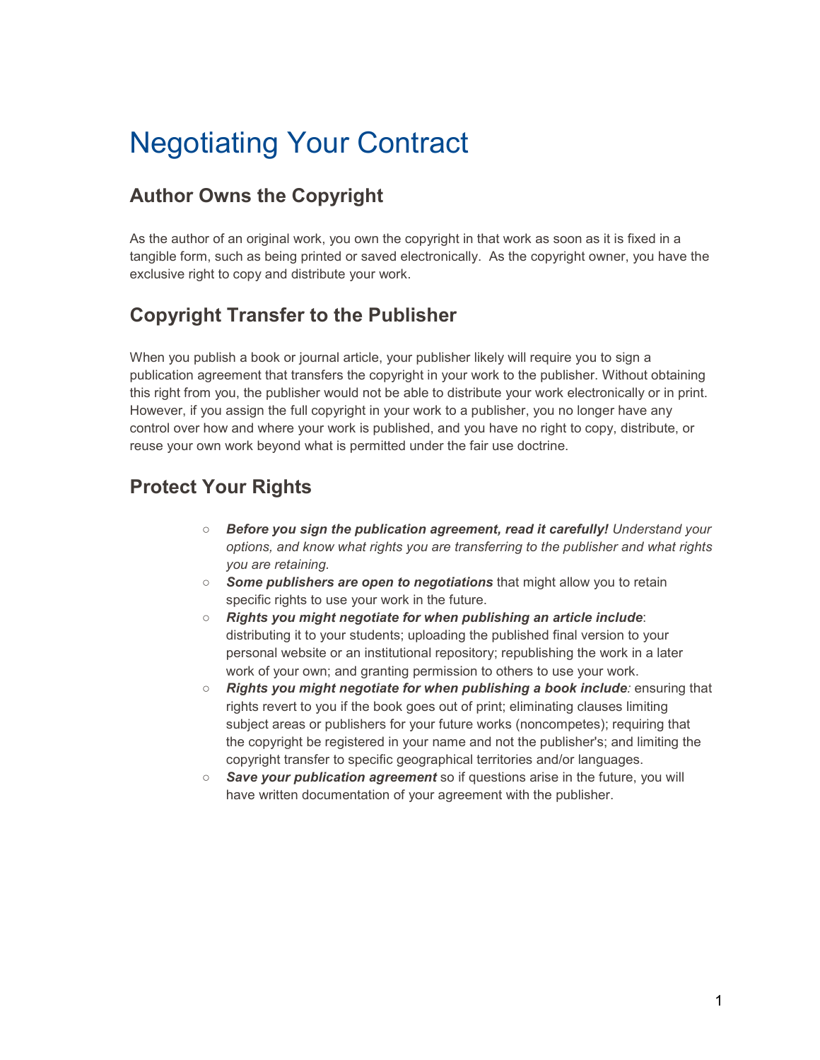# Negotiating Your Contract

## Author Owns the Copyright

As the author of an original work, you own the copyright in that work as soon as it is fixed in a tangible form, such as being printed or saved electronically. As the copyright owner, you have the exclusive right to copy and distribute your work.

## Copyright Transfer to the Publisher

When you publish a book or journal article, your publisher likely will require you to sign a publication agreement that transfers the copyright in your work to the publisher. Without obtaining this right from you, the publisher would not be able to distribute your work electronically or in print. However, if you assign the full copyright in your work to a publisher, you no longer have any control over how and where your work is published, and you have no right to copy, distribute, or reuse your own work beyond what is permitted under the fair use doctrine.

## Protect Your Rights

- ***Before you sign the publication agreement, read it carefully!*** *Understand your options, and know what rights you are transferring to the publisher and what rights you are retaining.*
- ***Some publishers are open to negotiations*** that might allow you to retain specific rights to use your work in the future.
- ***Rights you might negotiate for when publishing an article include***: distributing it to your students; uploading the published final version to your personal website or an institutional repository; republishing the work in a later work of your own; and granting permission to others to use your work.
- ***Rights you might negotiate for when publishing a book include****:* ensuring that rights revert to you if the book goes out of print; eliminating clauses limiting subject areas or publishers for your future works (noncompetes); requiring that the copyright be registered in your name and not the publisher's; and limiting the copyright transfer to specific geographical territories and/or languages.
- ***Save your publication agreement*** so if questions arise in the future, you will have written documentation of your agreement with the publisher.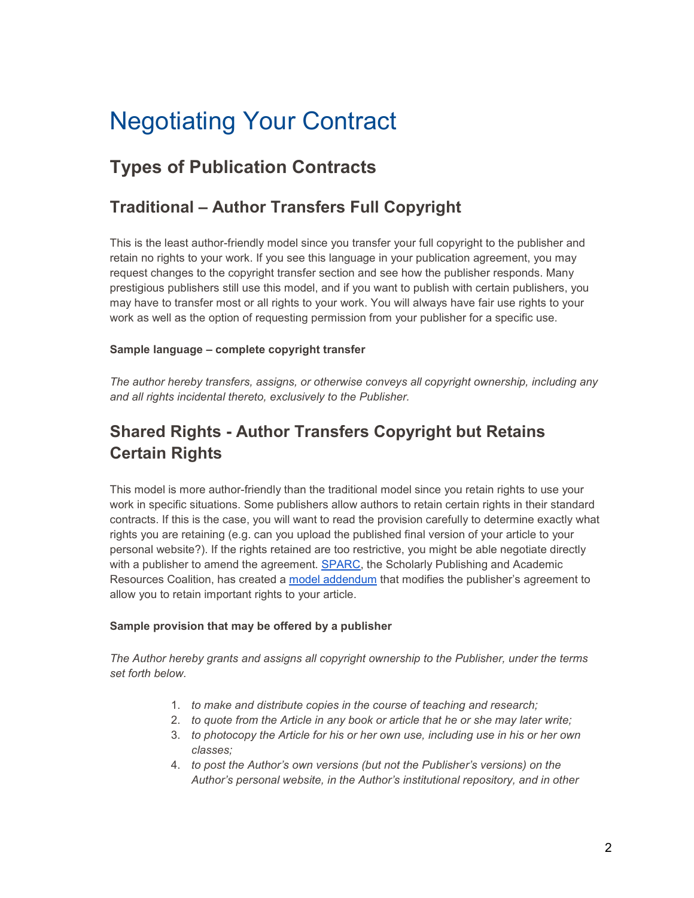# Negotiating Your Contract

## Types of Publication Contracts

## Traditional – Author Transfers Full Copyright

This is the least author-friendly model since you transfer your full copyright to the publisher and retain no rights to your work. If you see this language in your publication agreement, you may request changes to the copyright transfer section and see how the publisher responds. Many prestigious publishers still use this model, and if you want to publish with certain publishers, you may have to transfer most or all rights to your work. You will always have fair use rights to your work as well as the option of requesting permission from your publisher for a specific use.

**Sample language – complete copyright transfer**

*The author hereby transfers, assigns, or otherwise conveys all copyright ownership, including any and all rights incidental thereto, exclusively to the Publisher.*

## Shared Rights - Author Transfers Copyright but Retains Certain Rights

This model is more author-friendly than the traditional model since you retain rights to use your work in specific situations. Some publishers allow authors to retain certain rights in their standard contracts. If this is the case, you will want to read the provision carefully to determine exactly what rights you are retaining (e.g. can you upload the published final version of your article to your personal website?). If the rights retained are too restrictive, you might be able negotiate directly with a publisher to amend the agreement. SPARC, the Scholarly Publishing and Academic Resources Coalition, has created a model addendum that modifies the publisher's agreement to allow you to retain important rights to your article.

**Sample provision that may be offered by a publisher**

*The Author hereby grants and assigns all copyright ownership to the Publisher, under the terms set forth below.*

1. *to make and distribute copies in the course of teaching and research;*
2. *to quote from the Article in any book or article that he or she may later write;*
3. *to photocopy the Article for his or her own use, including use in his or her own classes;*
4. *to post the Author's own versions (but not the Publisher's versions) on the Author's personal website, in the Author's institutional repository, and in other*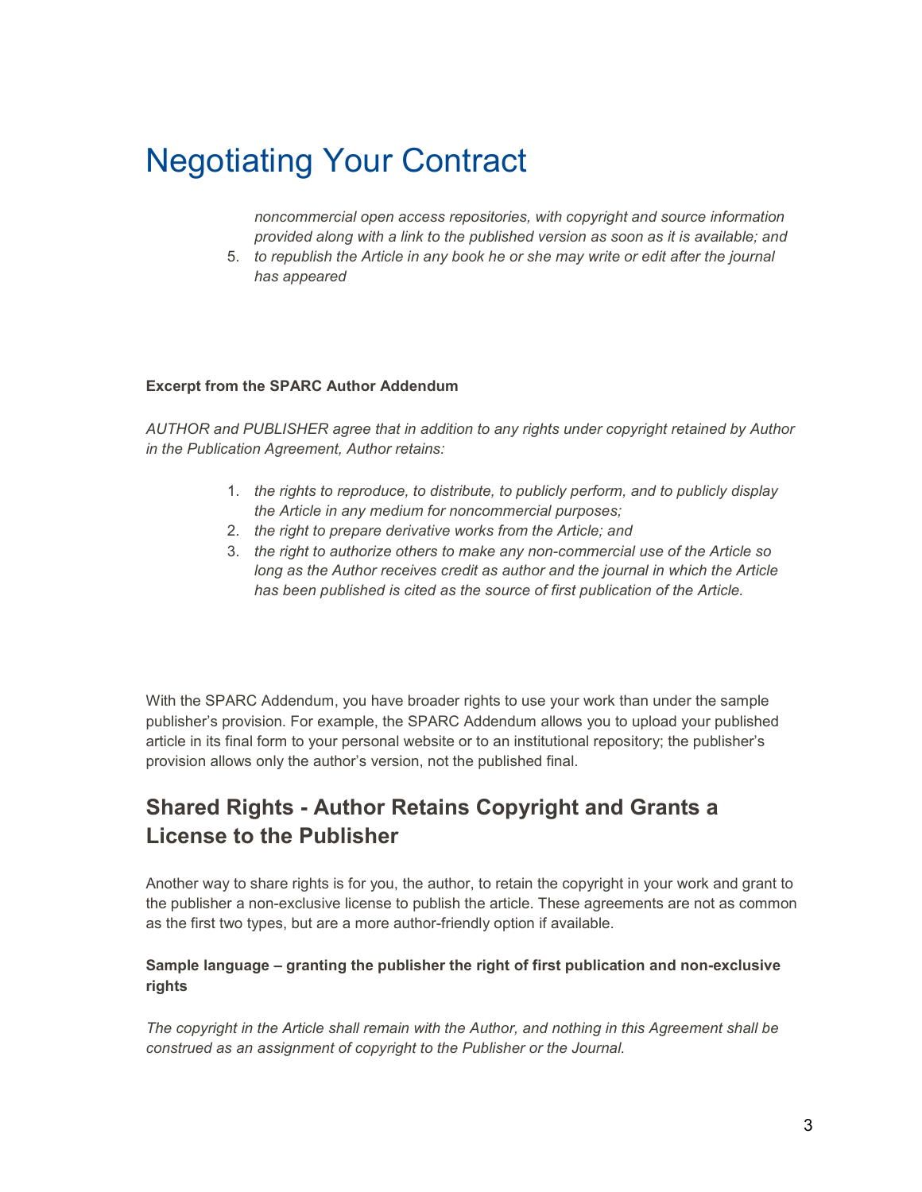# Negotiating Your Contract

*noncommercial open access repositories, with copyright and source information provided along with a link to the published version as soon as it is available; and*

5. *to republish the Article in any book he or she may write or edit after the journal has appeared*

**Excerpt from the SPARC Author Addendum**

*AUTHOR and PUBLISHER agree that in addition to any rights under copyright retained by Author in the Publication Agreement, Author retains:*

1. *the rights to reproduce, to distribute, to publicly perform, and to publicly display the Article in any medium for noncommercial purposes;*
2. *the right to prepare derivative works from the Article; and*
3. *the right to authorize others to make any non-commercial use of the Article so long as the Author receives credit as author and the journal in which the Article has been published is cited as the source of first publication of the Article.*

With the SPARC Addendum, you have broader rights to use your work than under the sample publisher's provision. For example, the SPARC Addendum allows you to upload your published article in its final form to your personal website or to an institutional repository; the publisher's provision allows only the author's version, not the published final.

## Shared Rights - Author Retains Copyright and Grants a License to the Publisher

Another way to share rights is for you, the author, to retain the copyright in your work and grant to the publisher a non-exclusive license to publish the article. These agreements are not as common as the first two types, but are a more author-friendly option if available.

**Sample language – granting the publisher the right of first publication and non-exclusive rights**

*The copyright in the Article shall remain with the Author, and nothing in this Agreement shall be construed as an assignment of copyright to the Publisher or the Journal.*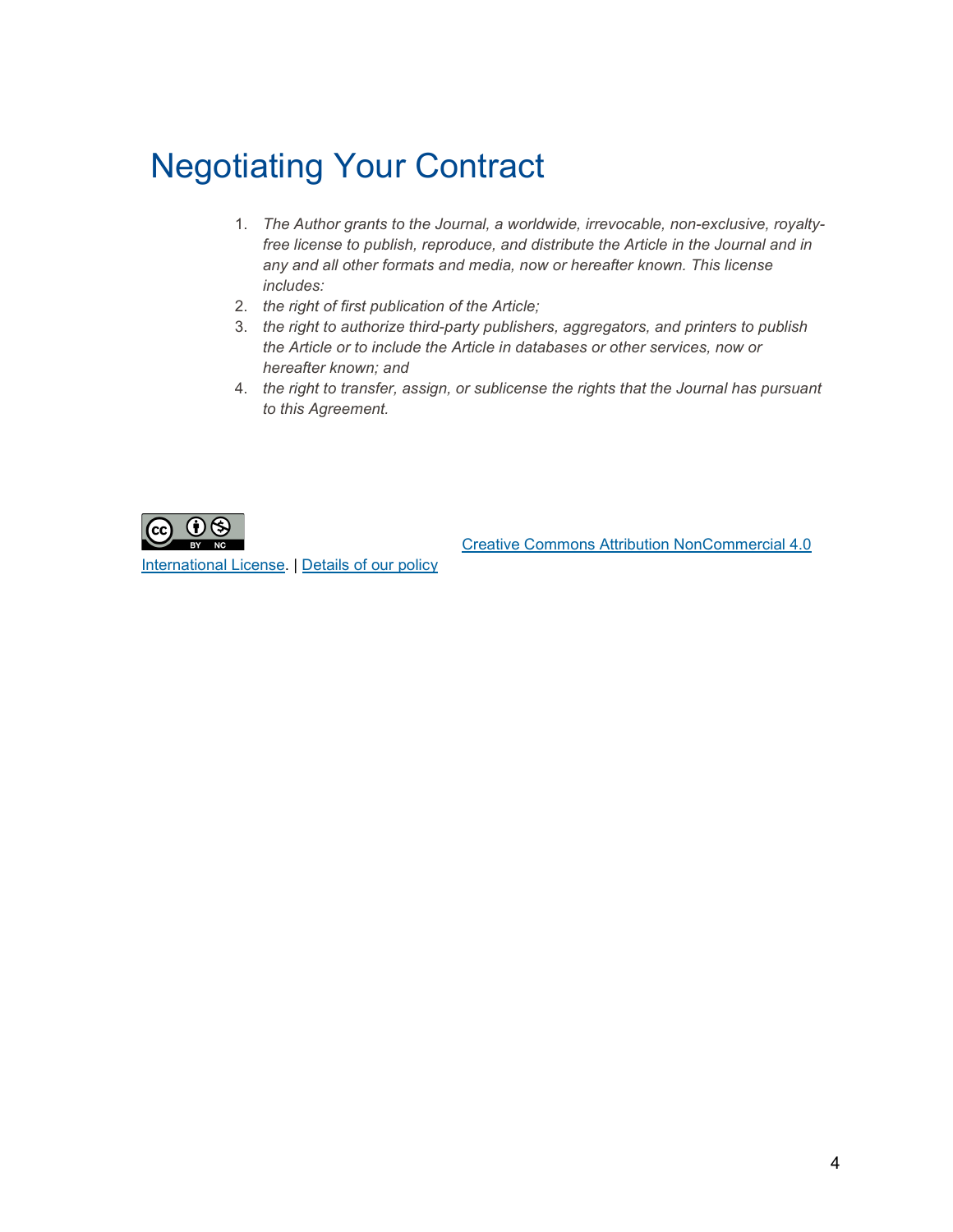# Negotiating Your Contract

1. *The Author grants to the Journal, a worldwide, irrevocable, non-exclusive, royalty-free license to publish, reproduce, and distribute the Article in the Journal and in any and all other formats and media, now or hereafter known. This license includes:*
2. *the right of first publication of the Article;*
3. *the right to authorize third-party publishers, aggregators, and printers to publish the Article or to include the Article in databases or other services, now or hereafter known; and*
4. *the right to transfer, assign, or sublicense the rights that the Journal has pursuant to this Agreement.*

Creative Commons Attribution NonCommercial 4.0 International License. | Details of our policy